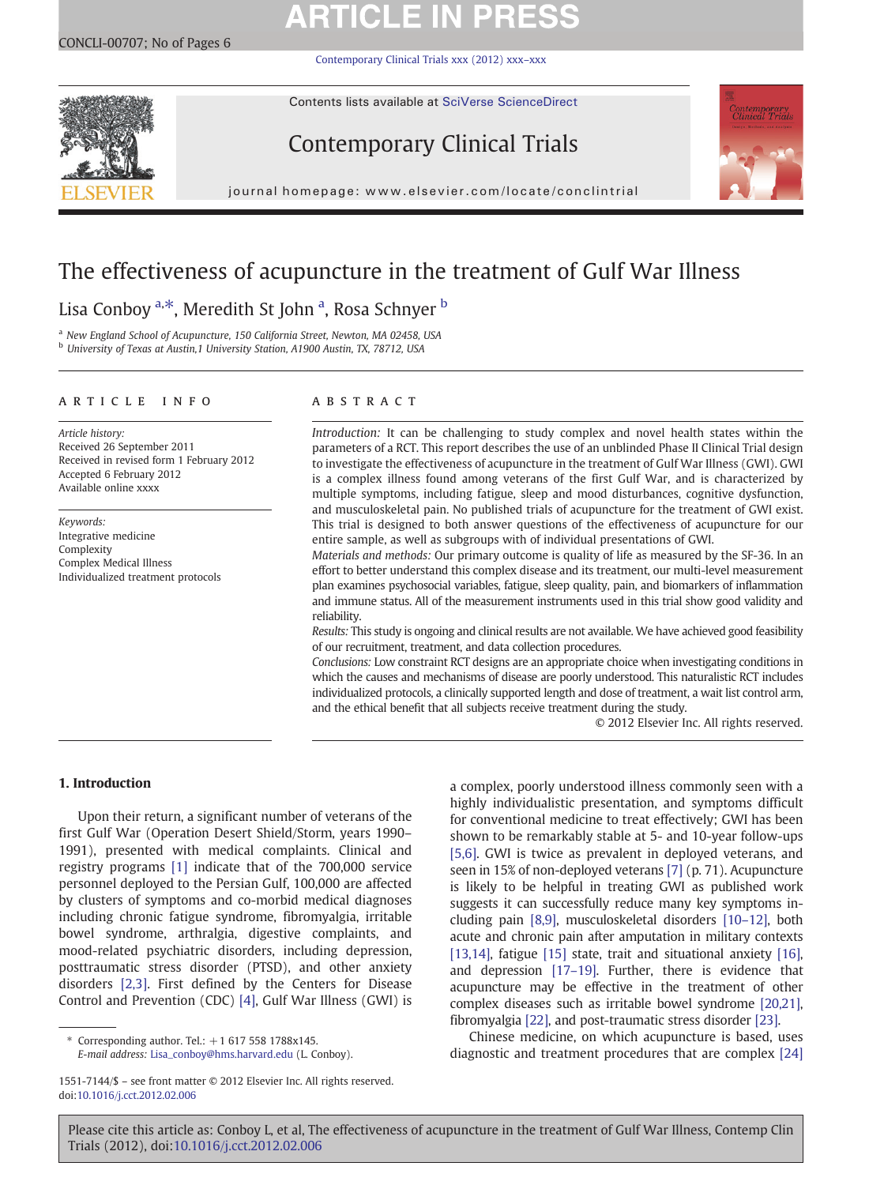# The effectiveness of acupuncture in the treatment of Gulf War Illness

Lisa Conboy [a,*], Meredith St John [a], Rosa Schnyer [b]

[a] New England School of Acupuncture, 150 California Street, Newton, MA 02458, USA
[b] University of Texas at Austin,1 University Station, A1900 Austin, TX, 78712, USA

## ARTICLE INFO

*Article history:*
Received 26 September 2011
Received in revised form 1 February 2012
Accepted 6 February 2012
Available online xxxx

*Keywords:*
Integrative medicine
Complexity
Complex Medical Illness
Individualized treatment protocols

## ABSTRACT

*Introduction:* It can be challenging to study complex and novel health states within the parameters of a RCT. This report describes the use of an unblinded Phase II Clinical Trial design to investigate the effectiveness of acupuncture in the treatment of Gulf War Illness (GWI). GWI is a complex illness found among veterans of the first Gulf War, and is characterized by multiple symptoms, including fatigue, sleep and mood disturbances, cognitive dysfunction, and musculoskeletal pain. No published trials of acupuncture for the treatment of GWI exist. This trial is designed to both answer questions of the effectiveness of acupuncture for our entire sample, as well as subgroups with of individual presentations of GWI.

*Materials and methods:* Our primary outcome is quality of life as measured by the SF-36. In an effort to better understand this complex disease and its treatment, our multi-level measurement plan examines psychosocial variables, fatigue, sleep quality, pain, and biomarkers of inflammation and immune status. All of the measurement instruments used in this trial show good validity and reliability.

*Results:* This study is ongoing and clinical results are not available. We have achieved good feasibility of our recruitment, treatment, and data collection procedures.

*Conclusions:* Low constraint RCT designs are an appropriate choice when investigating conditions in which the causes and mechanisms of disease are poorly understood. This naturalistic RCT includes individualized protocols, a clinically supported length and dose of treatment, a wait list control arm, and the ethical benefit that all subjects receive treatment during the study.

© 2012 Elsevier Inc. All rights reserved.

## 1. Introduction

Upon their return, a significant number of veterans of the first Gulf War (Operation Desert Shield/Storm, years 1990–1991), presented with medical complaints. Clinical and registry programs [1] indicate that of the 700,000 service personnel deployed to the Persian Gulf, 100,000 are affected by clusters of symptoms and co-morbid medical diagnoses including chronic fatigue syndrome, fibromyalgia, irritable bowel syndrome, arthralgia, digestive complaints, and mood-related psychiatric disorders, including depression, posttraumatic stress disorder (PTSD), and other anxiety disorders [2,3]. First defined by the Centers for Disease Control and Prevention (CDC) [4], Gulf War Illness (GWI) is a complex, poorly understood illness commonly seen with a highly individualistic presentation, and symptoms difficult for conventional medicine to treat effectively; GWI has been shown to be remarkably stable at 5- and 10-year follow-ups [5,6]. GWI is twice as prevalent in deployed veterans, and seen in 15% of non-deployed veterans [7] (p. 71). Acupuncture is likely to be helpful in treating GWI as published work suggests it can successfully reduce many key symptoms including pain [8,9], musculoskeletal disorders [10–12], both acute and chronic pain after amputation in military contexts [13,14], fatigue [15] state, trait and situational anxiety [16], and depression [17–19]. Further, there is evidence that acupuncture may be effective in the treatment of other complex diseases such as irritable bowel syndrome [20,21], fibromyalgia [22], and post-traumatic stress disorder [23].

Chinese medicine, on which acupuncture is based, uses diagnostic and treatment procedures that are complex [24]

* Corresponding author. Tel.: +1 617 558 1788x145.
*E-mail address:* Lisa_conboy@hms.harvard.edu (L. Conboy).

1551-7144/$ – see front matter © 2012 Elsevier Inc. All rights reserved.
doi:10.1016/j.cct.2012.02.006

Please cite this article as: Conboy L, et al, The effectiveness of acupuncture in the treatment of Gulf War Illness, Contemp Clin Trials (2012), doi:10.1016/j.cct.2012.02.006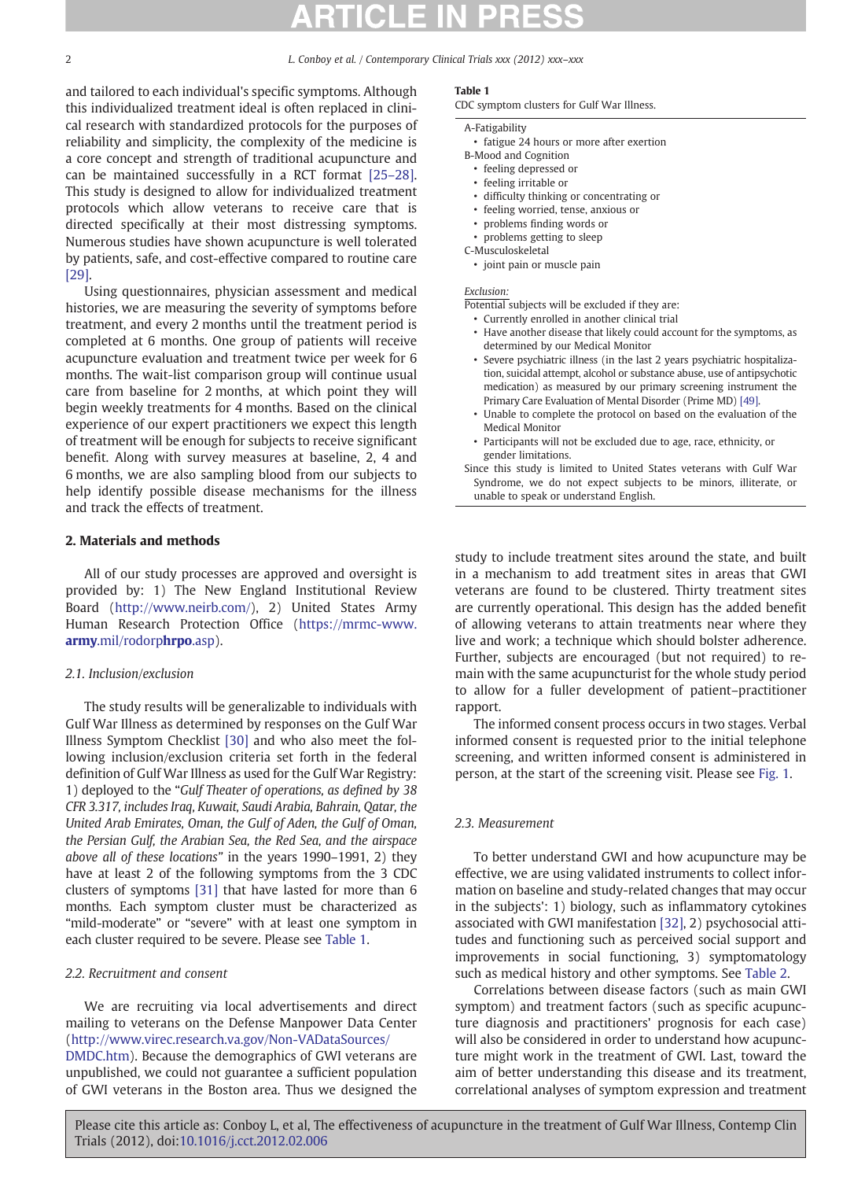and tailored to each individual's specific symptoms. Although this individualized treatment ideal is often replaced in clinical research with standardized protocols for the purposes of reliability and simplicity, the complexity of the medicine is a core concept and strength of traditional acupuncture and can be maintained successfully in a RCT format [25–28]. This study is designed to allow for individualized treatment protocols which allow veterans to receive care that is directed specifically at their most distressing symptoms. Numerous studies have shown acupuncture is well tolerated by patients, safe, and cost-effective compared to routine care [29].

Using questionnaires, physician assessment and medical histories, we are measuring the severity of symptoms before treatment, and every 2 months until the treatment period is completed at 6 months. One group of patients will receive acupuncture evaluation and treatment twice per week for 6 months. The wait-list comparison group will continue usual care from baseline for 2 months, at which point they will begin weekly treatments for 4 months. Based on the clinical experience of our expert practitioners we expect this length of treatment will be enough for subjects to receive significant benefit. Along with survey measures at baseline, 2, 4 and 6 months, we are also sampling blood from our subjects to help identify possible disease mechanisms for the illness and track the effects of treatment.

## 2. Materials and methods

All of our study processes are approved and oversight is provided by: 1) The New England Institutional Review Board (http://www.neirb.com/), 2) United States Army Human Research Protection Office (https://mrmc-www.army.mil/rodorphrpo.asp).

### 2.1. Inclusion/exclusion

The study results will be generalizable to individuals with Gulf War Illness as determined by responses on the Gulf War Illness Symptom Checklist [30] and who also meet the following inclusion/exclusion criteria set forth in the federal definition of Gulf War Illness as used for the Gulf War Registry: 1) deployed to the "*Gulf Theater of operations, as defined by 38 CFR 3.317, includes Iraq, Kuwait, Saudi Arabia, Bahrain, Qatar, the United Arab Emirates, Oman, the Gulf of Aden, the Gulf of Oman, the Persian Gulf, the Arabian Sea, the Red Sea, and the airspace above all of these locations*" in the years 1990–1991, 2) they have at least 2 of the following symptoms from the 3 CDC clusters of symptoms [31] that have lasted for more than 6 months. Each symptom cluster must be characterized as "mild-moderate" or "severe" with at least one symptom in each cluster required to be severe. Please see Table 1.

**Table 1**
CDC symptom clusters for Gulf War Illness.

A-Fatigability
- fatigue 24 hours or more after exertion

B-Mood and Cognition
- feeling depressed or
- feeling irritable or
- difficulty thinking or concentrating or
- feeling worried, tense, anxious or
- problems finding words or
- problems getting to sleep

C-Musculoskeletal
- joint pain or muscle pain

*Exclusion:*
Potential subjects will be excluded if they are:
- Currently enrolled in another clinical trial
- Have another disease that likely could account for the symptoms, as determined by our Medical Monitor
- Severe psychiatric illness (in the last 2 years psychiatric hospitalization, suicidal attempt, alcohol or substance abuse, use of antipsychotic medication) as measured by our primary screening instrument the Primary Care Evaluation of Mental Disorder (Prime MD) [49].
- Unable to complete the protocol on based on the evaluation of the Medical Monitor
- Participants will not be excluded due to age, race, ethnicity, or gender limitations.

Since this study is limited to United States veterans with Gulf War Syndrome, we do not expect subjects to be minors, illiterate, or unable to speak or understand English.

### 2.2. Recruitment and consent

We are recruiting via local advertisements and direct mailing to veterans on the Defense Manpower Data Center (http://www.virec.research.va.gov/Non-VADataSources/DMDC.htm). Because the demographics of GWI veterans are unpublished, we could not guarantee a sufficient population of GWI veterans in the Boston area. Thus we designed the study to include treatment sites around the state, and built in a mechanism to add treatment sites in areas that GWI veterans are found to be clustered. Thirty treatment sites are currently operational. This design has the added benefit of allowing veterans to attain treatments near where they live and work; a technique which should bolster adherence. Further, subjects are encouraged (but not required) to remain with the same acupuncturist for the whole study period to allow for a fuller development of patient–practitioner rapport.

The informed consent process occurs in two stages. Verbal informed consent is requested prior to the initial telephone screening, and written informed consent is administered in person, at the start of the screening visit. Please see Fig. 1.

### 2.3. Measurement

To better understand GWI and how acupuncture may be effective, we are using validated instruments to collect information on baseline and study-related changes that may occur in the subjects': 1) biology, such as inflammatory cytokines associated with GWI manifestation [32], 2) psychosocial attitudes and functioning such as perceived social support and improvements in social functioning, 3) symptomatology such as medical history and other symptoms. See Table 2.

Correlations between disease factors (such as main GWI symptom) and treatment factors (such as specific acupuncture diagnosis and practitioners' prognosis for each case) will also be considered in order to understand how acupuncture might work in the treatment of GWI. Last, toward the aim of better understanding this disease and its treatment, correlational analyses of symptom expression and treatment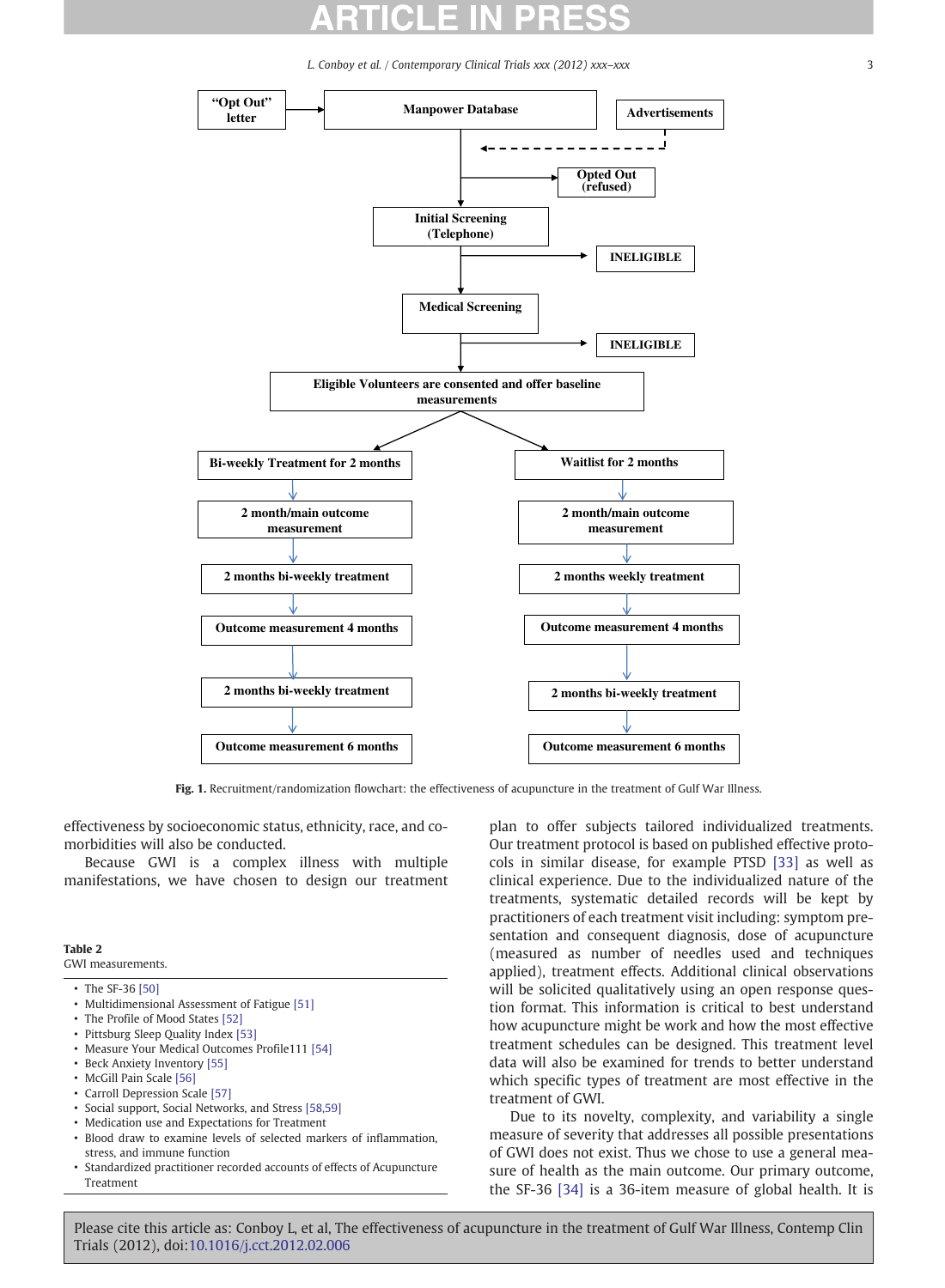**Fig. 1.** Recruitment/randomization flowchart: the effectiveness of acupuncture in the treatment of Gulf War Illness.

effectiveness by socioeconomic status, ethnicity, race, and co-morbidities will also be conducted.

Because GWI is a complex illness with multiple manifestations, we have chosen to design our treatment plan to offer subjects tailored individualized treatments. Our treatment protocol is based on published effective protocols in similar disease, for example PTSD [33] as well as clinical experience. Due to the individualized nature of the treatments, systematic detailed records will be kept by practitioners of each treatment visit including: symptom presentation and consequent diagnosis, dose of acupuncture (measured as number of needles used and techniques applied), treatment effects. Additional clinical observations will be solicited qualitatively using an open response question format. This information is critical to best understand how acupuncture might be work and how the most effective treatment schedules can be designed. This treatment level data will also be examined for trends to better understand which specific types of treatment are most effective in the treatment of GWI.

Due to its novelty, complexity, and variability a single measure of severity that addresses all possible presentations of GWI does not exist. Thus we chose to use a general measure of health as the main outcome. Our primary outcome, the SF-36 [34] is a 36-item measure of global health. It is

**Table 2**
GWI measurements.

- The SF-36 [50]
- Multidimensional Assessment of Fatigue [51]
- The Profile of Mood States [52]
- Pittsburg Sleep Quality Index [53]
- Measure Your Medical Outcomes Profile111 [54]
- Beck Anxiety Inventory [55]
- McGill Pain Scale [56]
- Carroll Depression Scale [57]
- Social support, Social Networks, and Stress [58,59]
- Medication use and Expectations for Treatment
- Blood draw to examine levels of selected markers of inflammation, stress, and immune function
- Standardized practitioner recorded accounts of effects of Acupuncture Treatment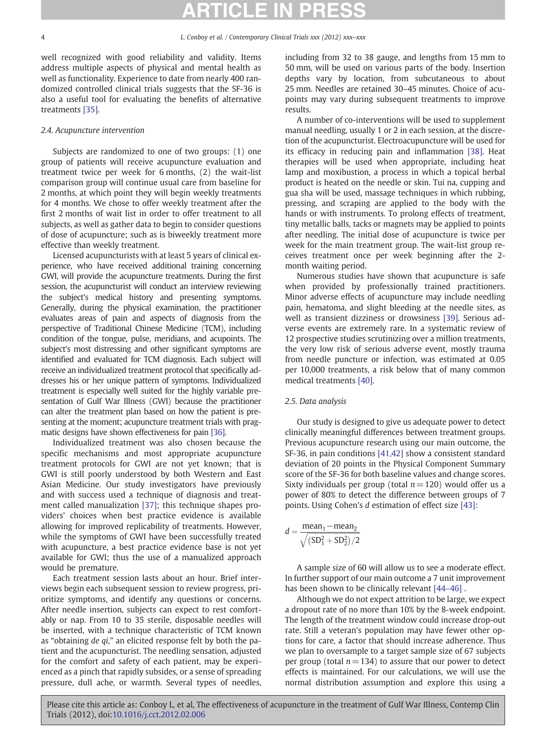well recognized with good reliability and validity. Items address multiple aspects of physical and mental health as well as functionality. Experience to date from nearly 400 randomized controlled clinical trials suggests that the SF-36 is also a useful tool for evaluating the benefits of alternative treatments [35].

### 2.4. Acupuncture intervention

Subjects are randomized to one of two groups: (1) one group of patients will receive acupuncture evaluation and treatment twice per week for 6 months, (2) the wait-list comparison group will continue usual care from baseline for 2 months, at which point they will begin weekly treatments for 4 months. We chose to offer weekly treatment after the first 2 months of wait list in order to offer treatment to all subjects, as well as gather data to begin to consider questions of dose of acupuncture; such as is biweekly treatment more effective than weekly treatment.

Licensed acupuncturists with at least 5 years of clinical experience, who have received additional training concerning GWI, will provide the acupuncture treatments. During the first session, the acupuncturist will conduct an interview reviewing the subject's medical history and presenting symptoms. Generally, during the physical examination, the practitioner evaluates areas of pain and aspects of diagnosis from the perspective of Traditional Chinese Medicine (TCM), including condition of the tongue, pulse, meridians, and acupoints. The subject's most distressing and other significant symptoms are identified and evaluated for TCM diagnosis. Each subject will receive an individualized treatment protocol that specifically addresses his or her unique pattern of symptoms. Individualized treatment is especially well suited for the highly variable presentation of Gulf War Illness (GWI) because the practitioner can alter the treatment plan based on how the patient is presenting at the moment; acupuncture treatment trials with pragmatic designs have shown effectiveness for pain [36].

Individualized treatment was also chosen because the specific mechanisms and most appropriate acupuncture treatment protocols for GWI are not yet known; that is GWI is still poorly understood by both Western and East Asian Medicine. Our study investigators have previously and with success used a technique of diagnosis and treatment called manualization [37]; this technique shapes providers' choices when best practice evidence is available allowing for improved replicability of treatments. However, while the symptoms of GWI have been successfully treated with acupuncture, a best practice evidence base is not yet available for GWI; thus the use of a manualized approach would be premature.

Each treatment session lasts about an hour. Brief interviews begin each subsequent session to review progress, prioritize symptoms, and identify any questions or concerns. After needle insertion, subjects can expect to rest comfortably or nap. From 10 to 35 sterile, disposable needles will be inserted, with a technique characteristic of TCM known as "obtaining *de qi*," an elicited response felt by both the patient and the acupuncturist. The needling sensation, adjusted for the comfort and safety of each patient, may be experienced as a pinch that rapidly subsides, or a sense of spreading pressure, dull ache, or warmth. Several types of needles, including from 32 to 38 gauge, and lengths from 15 mm to 50 mm, will be used on various parts of the body. Insertion depths vary by location, from subcutaneous to about 25 mm. Needles are retained 30–45 minutes. Choice of acupoints may vary during subsequent treatments to improve results.

A number of co-interventions will be used to supplement manual needling, usually 1 or 2 in each session, at the discretion of the acupuncturist. Electroacupuncture will be used for its efficacy in reducing pain and inflammation [38]. Heat therapies will be used when appropriate, including heat lamp and moxibustion, a process in which a topical herbal product is heated on the needle or skin. Tui na, cupping and gua sha will be used, massage techniques in which rubbing, pressing, and scraping are applied to the body with the hands or with instruments. To prolong effects of treatment, tiny metallic balls, tacks or magnets may be applied to points after needling. The initial dose of acupuncture is twice per week for the main treatment group. The wait-list group receives treatment once per week beginning after the 2-month waiting period.

Numerous studies have shown that acupuncture is safe when provided by professionally trained practitioners. Minor adverse effects of acupuncture may include needling pain, hematoma, and slight bleeding at the needle sites, as well as transient dizziness or drowsiness [39]. Serious adverse events are extremely rare. In a systematic review of 12 prospective studies scrutinizing over a million treatments, the very low risk of serious adverse event, mostly trauma from needle puncture or infection, was estimated at 0.05 per 10,000 treatments, a risk below that of many common medical treatments [40].

### 2.5. Data analysis

Our study is designed to give us adequate power to detect clinically meaningful differences between treatment groups. Previous acupuncture research using our main outcome, the SF-36, in pain conditions [41,42] show a consistent standard deviation of 20 points in the Physical Component Summary score of the SF-36 for both baseline values and change scores. Sixty individuals per group (total $n = 120$) would offer us a power of 80% to detect the difference between groups of 7 points. Using Cohen's $d$ estimation of effect size [43]:

$$d = \frac{\text{mean}_1 - \text{mean}_2}{\sqrt{(\text{SD}_1^2 + \text{SD}_2^2)/2}}$$

A sample size of 60 will allow us to see a moderate effect. In further support of our main outcome a 7 unit improvement has been shown to be clinically relevant [44–46] .

Although we do not expect attrition to be large, we expect a dropout rate of no more than 10% by the 8-week endpoint. The length of the treatment window could increase drop-out rate. Still a veteran's population may have fewer other options for care, a factor that should increase adherence. Thus we plan to oversample to a target sample size of 67 subjects per group (total $n = 134$) to assure that our power to detect effects is maintained. For our calculations, we will use the normal distribution assumption and explore this using a

Please cite this article as: Conboy L, et al, The effectiveness of acupuncture in the treatment of Gulf War Illness, Contemp Clin Trials (2012), doi:10.1016/j.cct.2012.02.006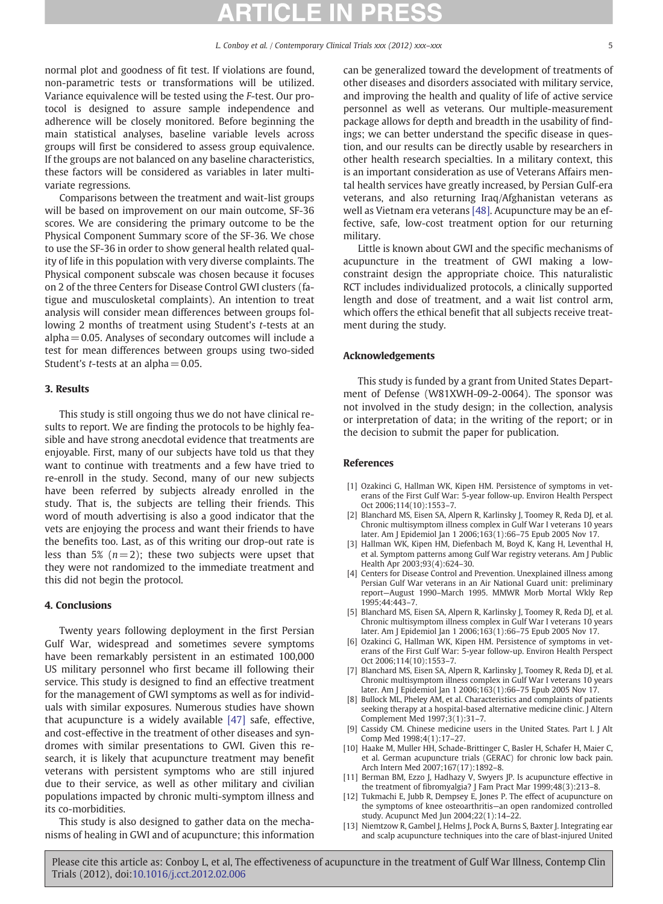normal plot and goodness of fit test. If violations are found, non-parametric tests or transformations will be utilized. Variance equivalence will be tested using the *F*-test. Our protocol is designed to assure sample independence and adherence will be closely monitored. Before beginning the main statistical analyses, baseline variable levels across groups will first be considered to assess group equivalence. If the groups are not balanced on any baseline characteristics, these factors will be considered as variables in later multivariate regressions.

Comparisons between the treatment and wait-list groups will be based on improvement on our main outcome, SF-36 scores. We are considering the primary outcome to be the Physical Component Summary score of the SF-36. We chose to use the SF-36 in order to show general health related quality of life in this population with very diverse complaints. The Physical component subscale was chosen because it focuses on 2 of the three Centers for Disease Control GWI clusters (fatigue and musculoskeletal complaints). An intention to treat analysis will consider mean differences between groups following 2 months of treatment using Student's *t*-tests at an alpha = 0.05. Analyses of secondary outcomes will include a test for mean differences between groups using two-sided Student's *t*-tests at an alpha = 0.05.

## 3. Results

This study is still ongoing thus we do not have clinical results to report. We are finding the protocols to be highly feasible and have strong anecdotal evidence that treatments are enjoyable. First, many of our subjects have told us that they want to continue with treatments and a few have tried to re-enroll in the study. Second, many of our new subjects have been referred by subjects already enrolled in the study. That is, the subjects are telling their friends. This word of mouth advertising is also a good indicator that the vets are enjoying the process and want their friends to have the benefits too. Last, as of this writing our drop-out rate is less than 5% ($n = 2$); these two subjects were upset that they were not randomized to the immediate treatment and this did not begin the protocol.

## 4. Conclusions

Twenty years following deployment in the first Persian Gulf War, widespread and sometimes severe symptoms have been remarkably persistent in an estimated 100,000 US military personnel who first became ill following their service. This study is designed to find an effective treatment for the management of GWI symptoms as well as for individuals with similar exposures. Numerous studies have shown that acupuncture is a widely available [47] safe, effective, and cost-effective in the treatment of other diseases and syndromes with similar presentations to GWI. Given this research, it is likely that acupuncture treatment may benefit veterans with persistent symptoms who are still injured due to their service, as well as other military and civilian populations impacted by chronic multi-symptom illness and its co-morbidities.

This study is also designed to gather data on the mechanisms of healing in GWI and of acupuncture; this information can be generalized toward the development of treatments of other diseases and disorders associated with military service, and improving the health and quality of life of active service personnel as well as veterans. Our multiple-measurement package allows for depth and breadth in the usability of findings; we can better understand the specific disease in question, and our results can be directly usable by researchers in other health research specialties. In a military context, this is an important consideration as use of Veterans Affairs mental health services have greatly increased, by Persian Gulf-era veterans, and also returning Iraq/Afghanistan veterans as well as Vietnam era veterans [48]. Acupuncture may be an effective, safe, low-cost treatment option for our returning military.

Little is known about GWI and the specific mechanisms of acupuncture in the treatment of GWI making a low-constraint design the appropriate choice. This naturalistic RCT includes individualized protocols, a clinically supported length and dose of treatment, and a wait list control arm, which offers the ethical benefit that all subjects receive treatment during the study.

## Acknowledgements

This study is funded by a grant from United States Department of Defense (W81XWH-09-2-0064). The sponsor was not involved in the study design; in the collection, analysis or interpretation of data; in the writing of the report; or in the decision to submit the paper for publication.

## References

[1] Ozakinci G, Hallman WK, Kipen HM. Persistence of symptoms in veterans of the First Gulf War: 5-year follow-up. Environ Health Perspect Oct 2006;114(10):1553–7.

[2] Blanchard MS, Eisen SA, Alpern R, Karlinsky J, Toomey R, Reda DJ, et al. Chronic multisymptom illness complex in Gulf War I veterans 10 years later. Am J Epidemiol Jan 1 2006;163(1):66–75 Epub 2005 Nov 17.

[3] Hallman WK, Kipen HM, Diefenbach M, Boyd K, Kang H, Leventhal H, et al. Symptom patterns among Gulf War registry veterans. Am J Public Health Apr 2003;93(4):624–30.

[4] Centers for Disease Control and Prevention. Unexplained illness among Persian Gulf War veterans in an Air National Guard unit: preliminary report—August 1990–March 1995. MMWR Morb Mortal Wkly Rep 1995;44:443–7.

[5] Blanchard MS, Eisen SA, Alpern R, Karlinsky J, Toomey R, Reda DJ, et al. Chronic multisymptom illness complex in Gulf War I veterans 10 years later. Am J Epidemiol Jan 1 2006;163(1):66–75 Epub 2005 Nov 17.

[6] Ozakinci G, Hallman WK, Kipen HM. Persistence of symptoms in veterans of the First Gulf War: 5-year follow-up. Environ Health Perspect Oct 2006;114(10):1553–7.

[7] Blanchard MS, Eisen SA, Alpern R, Karlinsky J, Toomey R, Reda DJ, et al. Chronic multisymptom illness complex in Gulf War I veterans 10 years later. Am J Epidemiol Jan 1 2006;163(1):66–75 Epub 2005 Nov 17.

[8] Bullock ML, Pheley AM, et al. Characteristics and complaints of patients seeking therapy at a hospital-based alternative medicine clinic. J Altern Complement Med 1997;3(1):31–7.

[9] Cassidy CM. Chinese medicine users in the United States. Part I. J Alt Comp Med 1998;4(1):17–27.

[10] Haake M, Muller HH, Schade-Brittinger C, Basler H, Schafer H, Maier C, et al. German acupuncture trials (GERAC) for chronic low back pain. Arch Intern Med 2007;167(17):1892–8.

[11] Berman BM, Ezzo J, Hadhazy V, Swyers JP. Is acupuncture effective in the treatment of fibromyalgia? J Fam Pract Mar 1999;48(3):213–8.

[12] Tukmachi E, Jubb R, Dempsey E, Jones P. The effect of acupuncture on the symptoms of knee osteoarthritis—an open randomized controlled study. Acupunct Med Jun 2004;22(1):14–22.

[13] Niemtzow R, Gambel J, Helms J, Pock A, Burns S, Baxter J. Integrating ear and scalp acupuncture techniques into the care of blast-injured United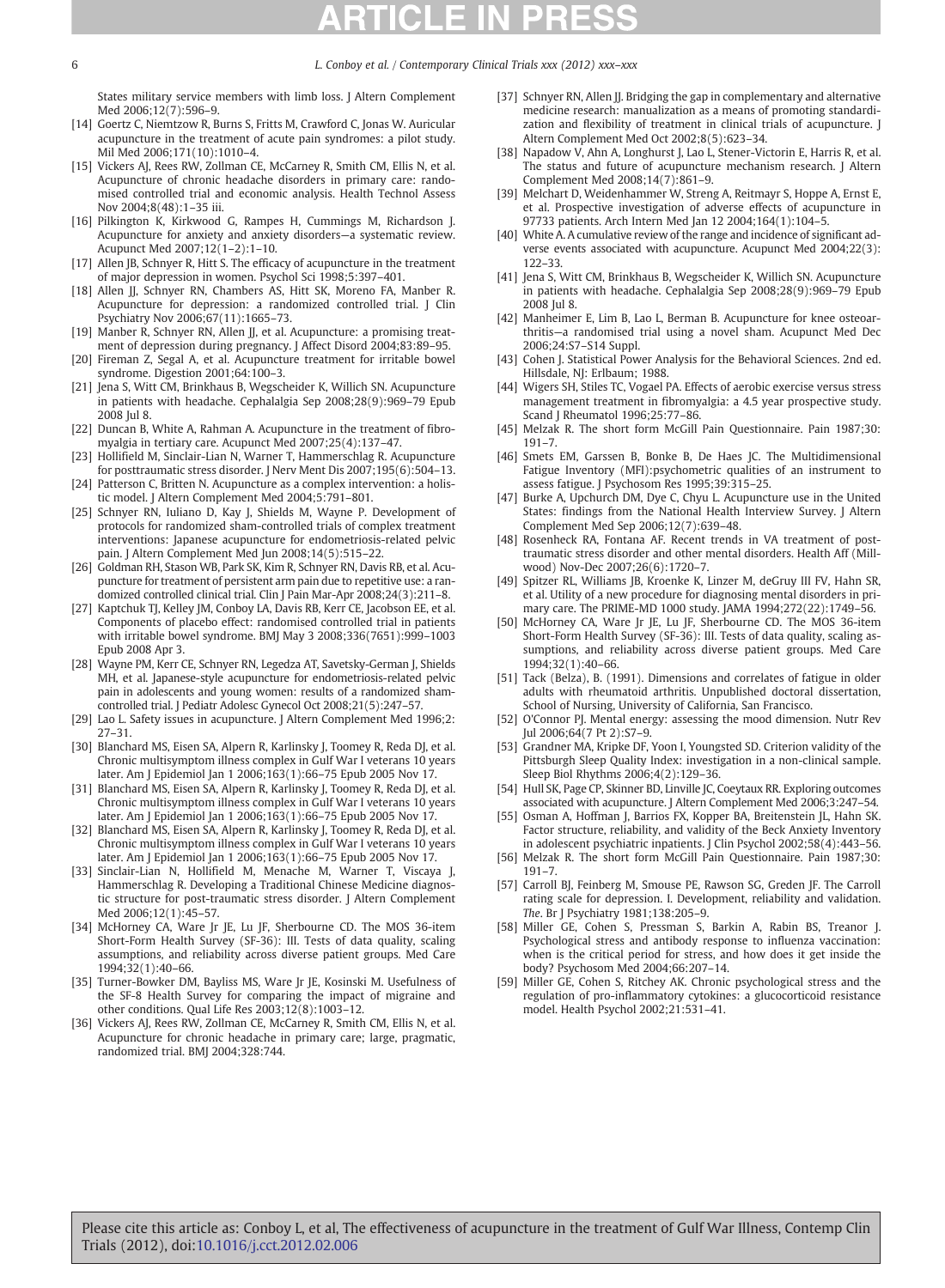States military service members with limb loss. J Altern Complement Med 2006;12(7):596–9.

[14] Goertz C, Niemtzow R, Burns S, Fritts M, Crawford C, Jonas W. Auricular acupuncture in the treatment of acute pain syndromes: a pilot study. Mil Med 2006;171(10):1010–4.

[15] Vickers AJ, Rees RW, Zollman CE, McCarney R, Smith CM, Ellis N, et al. Acupuncture of chronic headache disorders in primary care: randomised controlled trial and economic analysis. Health Technol Assess Nov 2004;8(48):1–35 iii.

[16] Pilkington K, Kirkwood G, Rampes H, Cummings M, Richardson J. Acupuncture for anxiety and anxiety disorders—a systematic review. Acupunct Med 2007;12(1–2):1–10.

[17] Allen JB, Schnyer R, Hitt S. The efficacy of acupuncture in the treatment of major depression in women. Psychol Sci 1998;5:397–401.

[18] Allen JJ, Schnyer RN, Chambers AS, Hitt SK, Moreno FA, Manber R. Acupuncture for depression: a randomized controlled trial. J Clin Psychiatry Nov 2006;67(11):1665–73.

[19] Manber R, Schnyer RN, Allen JJ, et al. Acupuncture: a promising treatment of depression during pregnancy. J Affect Disord 2004;83:89–95.

[20] Fireman Z, Segal A, et al. Acupuncture treatment for irritable bowel syndrome. Digestion 2001;64:100–3.

[21] Jena S, Witt CM, Brinkhaus B, Wegscheider K, Willich SN. Acupuncture in patients with headache. Cephalalgia Sep 2008;28(9):969–79 Epub 2008 Jul 8.

[22] Duncan B, White A, Rahman A. Acupuncture in the treatment of fibromyalgia in tertiary care. Acupunct Med 2007;25(4):137–47.

[23] Hollifield M, Sinclair-Lian N, Warner T, Hammerschlag R. Acupuncture for posttraumatic stress disorder. J Nerv Ment Dis 2007;195(6):504–13.

[24] Patterson C, Britten N. Acupuncture as a complex intervention: a holistic model. J Altern Complement Med 2004;5:791–801.

[25] Schnyer RN, Iuliano D, Kay J, Shields M, Wayne P. Development of protocols for randomized sham-controlled trials of complex treatment interventions: Japanese acupuncture for endometriosis-related pelvic pain. J Altern Complement Med Jun 2008;14(5):515–22.

[26] Goldman RH, Stason WB, Park SK, Kim R, Schnyer RN, Davis RB, et al. Acupuncture for treatment of persistent arm pain due to repetitive use: a randomized controlled clinical trial. Clin J Pain Mar-Apr 2008;24(3):211–8.

[27] Kaptchuk TJ, Kelley JM, Conboy LA, Davis RB, Kerr CE, Jacobson EE, et al. Components of placebo effect: randomised controlled trial in patients with irritable bowel syndrome. BMJ May 3 2008;336(7651):999–1003 Epub 2008 Apr 3.

[28] Wayne PM, Kerr CE, Schnyer RN, Legedza AT, Savetsky-German J, Shields MH, et al. Japanese-style acupuncture for endometriosis-related pelvic pain in adolescents and young women: results of a randomized sham-controlled trial. J Pediatr Adolesc Gynecol Oct 2008;21(5):247–57.

[29] Lao L. Safety issues in acupuncture. J Altern Complement Med 1996;2:27–31.

[30] Blanchard MS, Eisen SA, Alpern R, Karlinsky J, Toomey R, Reda DJ, et al. Chronic multisymptom illness complex in Gulf War I veterans 10 years later. Am J Epidemiol Jan 1 2006;163(1):66–75 Epub 2005 Nov 17.

[31] Blanchard MS, Eisen SA, Alpern R, Karlinsky J, Toomey R, Reda DJ, et al. Chronic multisymptom illness complex in Gulf War I veterans 10 years later. Am J Epidemiol Jan 1 2006;163(1):66–75 Epub 2005 Nov 17.

[32] Blanchard MS, Eisen SA, Alpern R, Karlinsky J, Toomey R, Reda DJ, et al. Chronic multisymptom illness complex in Gulf War I veterans 10 years later. Am J Epidemiol Jan 1 2006;163(1):66–75 Epub 2005 Nov 17.

[33] Sinclair-Lian N, Hollifield M, Menache M, Warner T, Viscaya J, Hammerschlag R. Developing a Traditional Chinese Medicine diagnostic structure for post-traumatic stress disorder. J Altern Complement Med 2006;12(1):45–57.

[34] McHorney CA, Ware Jr JE, Lu JF, Sherbourne CD. The MOS 36-item Short-Form Health Survey (SF-36): III. Tests of data quality, scaling assumptions, and reliability across diverse patient groups. Med Care 1994;32(1):40–66.

[35] Turner-Bowker DM, Bayliss MS, Ware Jr JE, Kosinski M. Usefulness of the SF-8 Health Survey for comparing the impact of migraine and other conditions. Qual Life Res 2003;12(8):1003–12.

[36] Vickers AJ, Rees RW, Zollman CE, McCarney R, Smith CM, Ellis N, et al. Acupuncture for chronic headache in primary care; large, pragmatic, randomized trial. BMJ 2004;328:744.

[37] Schnyer RN, Allen JJ. Bridging the gap in complementary and alternative medicine research: manualization as a means of promoting standardization and flexibility of treatment in clinical trials of acupuncture. J Altern Complement Med Oct 2002;8(5):623–34.

[38] Napadow V, Ahn A, Longhurst J, Lao L, Stener-Victorin E, Harris R, et al. The status and future of acupuncture mechanism research. J Altern Complement Med 2008;14(7):861–9.

[39] Melchart D, Weidenhammer W, Streng A, Reitmayr S, Hoppe A, Ernst E, et al. Prospective investigation of adverse effects of acupuncture in 97733 patients. Arch Intern Med Jan 12 2004;164(1):104–5.

[40] White A. A cumulative review of the range and incidence of significant adverse events associated with acupuncture. Acupunct Med 2004;22(3):122–33.

[41] Jena S, Witt CM, Brinkhaus B, Wegscheider K, Willich SN. Acupuncture in patients with headache. Cephalalgia Sep 2008;28(9):969–79 Epub 2008 Jul 8.

[42] Manheimer E, Lim B, Lao L, Berman B. Acupuncture for knee osteoarthritis—a randomised trial using a novel sham. Acupunct Med Dec 2006;24:S7–S14 Suppl.

[43] Cohen J. Statistical Power Analysis for the Behavioral Sciences. 2nd ed. Hillsdale, NJ: Erlbaum; 1988.

[44] Wigers SH, Stiles TC, Vogael PA. Effects of aerobic exercise versus stress management treatment in fibromyalgia: a 4.5 year prospective study. Scand J Rheumatol 1996;25:77–86.

[45] Melzak R. The short form McGill Pain Questionnaire. Pain 1987;30:191–7.

[46] Smets EM, Garssen B, Bonke B, De Haes JC. The Multidimensional Fatigue Inventory (MFI):psychometric qualities of an instrument to assess fatigue. J Psychosom Res 1995;39:315–25.

[47] Burke A, Upchurch DM, Dye C, Chyu L. Acupuncture use in the United States: findings from the National Health Interview Survey. J Altern Complement Med Sep 2006;12(7):639–48.

[48] Rosenheck RA, Fontana AF. Recent trends in VA treatment of post-traumatic stress disorder and other mental disorders. Health Aff (Millwood) Nov-Dec 2007;26(6):1720–7.

[49] Spitzer RL, Williams JB, Kroenke K, Linzer M, deGruy III FV, Hahn SR, et al. Utility of a new procedure for diagnosing mental disorders in primary care. The PRIME-MD 1000 study. JAMA 1994;272(22):1749–56.

[50] McHorney CA, Ware Jr JE, Lu JF, Sherbourne CD. The MOS 36-item Short-Form Health Survey (SF-36): III. Tests of data quality, scaling assumptions, and reliability across diverse patient groups. Med Care 1994;32(1):40–66.

[51] Tack (Belza), B. (1991). Dimensions and correlates of fatigue in older adults with rheumatoid arthritis. Unpublished doctoral dissertation, School of Nursing, University of California, San Francisco.

[52] O'Connor PJ. Mental energy: assessing the mood dimension. Nutr Rev Jul 2006;64(7 Pt 2):S7–9.

[53] Grandner MA, Kripke DF, Yoon I, Youngsted SD. Criterion validity of the Pittsburgh Sleep Quality Index: investigation in a non-clinical sample. Sleep Biol Rhythms 2006;4(2):129–36.

[54] Hull SK, Page CP, Skinner BD, Linville JC, Coeytaux RR. Exploring outcomes associated with acupuncture. J Altern Complement Med 2006;3:247–54.

[55] Osman A, Hoffman J, Barrios FX, Kopper BA, Breitenstein JL, Hahn SK. Factor structure, reliability, and validity of the Beck Anxiety Inventory in adolescent psychiatric inpatients. J Clin Psychol 2002;58(4):443–56.

[56] Melzak R. The short form McGill Pain Questionnaire. Pain 1987;30:191–7.

[57] Carroll BJ, Feinberg M, Smouse PE, Rawson SG, Greden JF. The Carroll rating scale for depression. I. Development, reliability and validation. *The*. Br J Psychiatry 1981;138:205–9.

[58] Miller GE, Cohen S, Pressman S, Barkin A, Rabin BS, Treanor J. Psychological stress and antibody response to influenza vaccination: when is the critical period for stress, and how does it get inside the body? Psychosom Med 2004;66:207–14.

[59] Miller GE, Cohen S, Ritchey AK. Chronic psychological stress and the regulation of pro-inflammatory cytokines: a glucocorticoid resistance model. Health Psychol 2002;21:531–41.